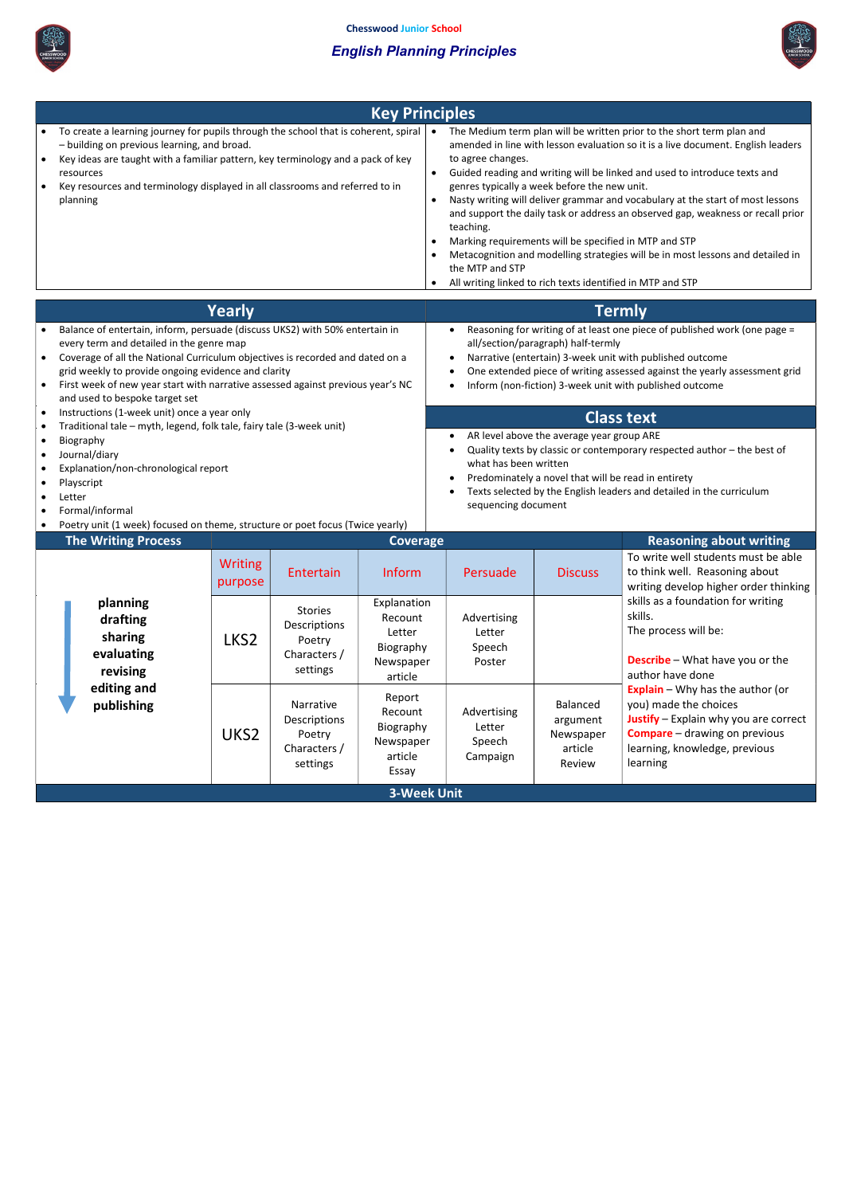Chesswood Junior School

# English Planning Principles

## Key Principles

- To create a learning journey for pupils through the school that is coherent, spiral – building on previous learning, and broad.
- Key ideas are taught with a familiar pattern, key terminology and a pack of key resources
- Key resources and terminology displayed in all classrooms and referred to in planning

- The Medium term plan will be written prior to the short term plan and amended in line with lesson evaluation so it is a live document. English leaders to agree changes.
- Guided reading and writing will be linked and used to introduce texts and genres typically a week before the new unit.
- Nasty writing will deliver grammar and vocabulary at the start of most lessons and support the daily task or address an observed gap, weakness or recall prior teaching.
- Marking requirements will be specified in MTP and STP
- Metacognition and modelling strategies will be in most lessons and detailed in the MTP and STP
- All writing linked to rich texts identified in MTP and STP

## Yearly

- Balance of entertain, inform, persuade (discuss UKS2) with 50% entertain in every term and detailed in the genre map
- Coverage of all the National Curriculum objectives is recorded and dated on a grid weekly to provide ongoing evidence and clarity
- First week of new year start with narrative assessed against previous year's NC and used to bespoke target set
- Instructions (1-week unit) once a year only
- Traditional tale – myth, legend, folk tale, fairy tale (3-week unit)
- Biography
- Journal/diary
- Explanation/non-chronological report
- Playscript
- Letter
- Formal/informal
- Poetry unit (1 week) focused on theme, structure or poet focus (Twice yearly)

## Termly

- Reasoning for writing of at least one piece of published work (one page = all/section/paragraph) half-termly
- Narrative (entertain) 3-week unit with published outcome
- One extended piece of writing assessed against the yearly assessment grid
- Inform (non-fiction) 3-week unit with published outcome

## Class text

- AR level above the average year group ARE
- Quality texts by classic or contemporary respected author – the best of what has been written
- Predominately a novel that will be read in entirety
- Texts selected by the English leaders and detailed in the curriculum sequencing document

## The Writing Process

planning → drafting → sharing → evaluating → revising → editing and publishing

## Coverage

| Writing purpose | Entertain | Inform | Persuade | Discuss |
|---|---|---|---|---|
| LKS2 | Stories<br>Descriptions<br>Poetry<br>Characters / settings | Explanation<br>Recount<br>Letter<br>Biography<br>Newspaper article | Advertising<br>Letter<br>Speech<br>Poster | |
| UKS2 | Narrative<br>Descriptions<br>Poetry<br>Characters / settings | Report<br>Recount<br>Biography<br>Newspaper article<br>Essay | Advertising<br>Letter<br>Speech<br>Campaign | Balanced argument<br>Newspaper article<br>Review |

**3-Week Unit**

## Reasoning about writing

To write well students must be able to think well. Reasoning about writing develop higher order thinking skills as a foundation for writing skills.

The process will be:

**Describe** – What have you or the author have done

**Explain** – Why has the author (or you) made the choices

**Justify** – Explain why you are correct

**Compare** – drawing on previous learning, knowledge, previous learning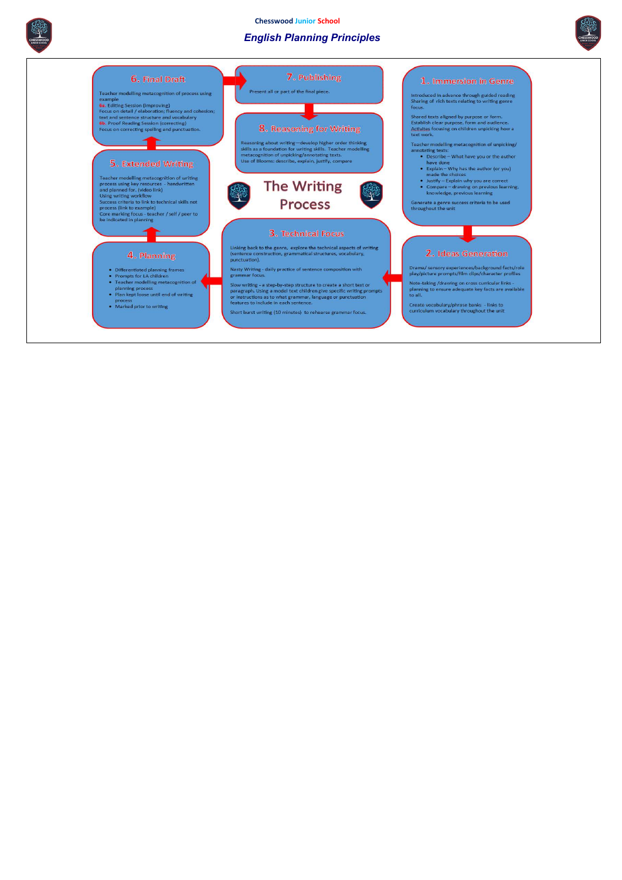# Chesswood Junior School

## English Planning Principles

## The Writing Process

### 1. Immersion in Genre

Introduced in advance through guided reading. Sharing of rich texts relating to writing genre focus.

Shared texts aligned by purpose or form. Establish clear purpose, form and audience. Activities focusing on children unpicking how a text work.

Teacher modelling metacognition of unpicking/ annotating texts:

- Describe – What have you or the author have done
- Explain – Why has the author (or you) made the choices
- Justify – Explain why you are correct
- Compare – drawing on previous learning, knowledge, previous learning

Generate a genre success criteria to be used throughout the unit

### 2. Ideas Generation

Drama/ sensory experiences/background facts/role play/picture prompts/film clips/character profiles

Note-taking /drawing on cross curricular links - planning to ensure adequate key facts are available to all.

Create vocabulary/phrase banks - links to curriculum vocabulary throughout the unit

### 3. Technical Focus

Linking back to the genre, explore the technical aspects of writing (sentence construction, grammatical structures, vocabulary, punctuation).

Nasty Writing - daily practice of sentence composition with grammar focus.

Slow writing - a step-by-step structure to create a short text or paragraph. Using a model text children give specific writing prompts or instructions as to what grammar, language or punctuation features to include in each sentence.

Short burst writing (10 minutes) to rehearse grammar focus.

### 4. Planning

- Differentiated planning frames
- Prompts for LA children
- Teacher modelling metacognition of planning process
- Plan kept loose until end of writing process
- Marked prior to writing

### 5. Extended Writing

Teacher modelling metacognition of writing process using key resources - handwritten and planned for. (video link)
Using writing workflow
Success criteria to link to technical skills not process (link to example)
Core marking focus - teacher / self / peer to be indicated in planning

### 6. Final Draft

Teacher modelling metacognition of process using example
6a. Editing Session (improving)
Focus on detail / elaboration; fluency and cohesion; text and sentence structure and vocabulary
6b. Proof Reading Session (correcting)
Focus on correcting spelling and punctuation.

### 7. Publishing

Present all or part of the final piece.

### 8. Reasoning for Writing

Reasoning about writing—develop higher order thinking skills as a foundation for writing skills. Teacher modelling metacognition of unpicking/annotating texts.
Use of Blooms: describe, explain, justify, compare